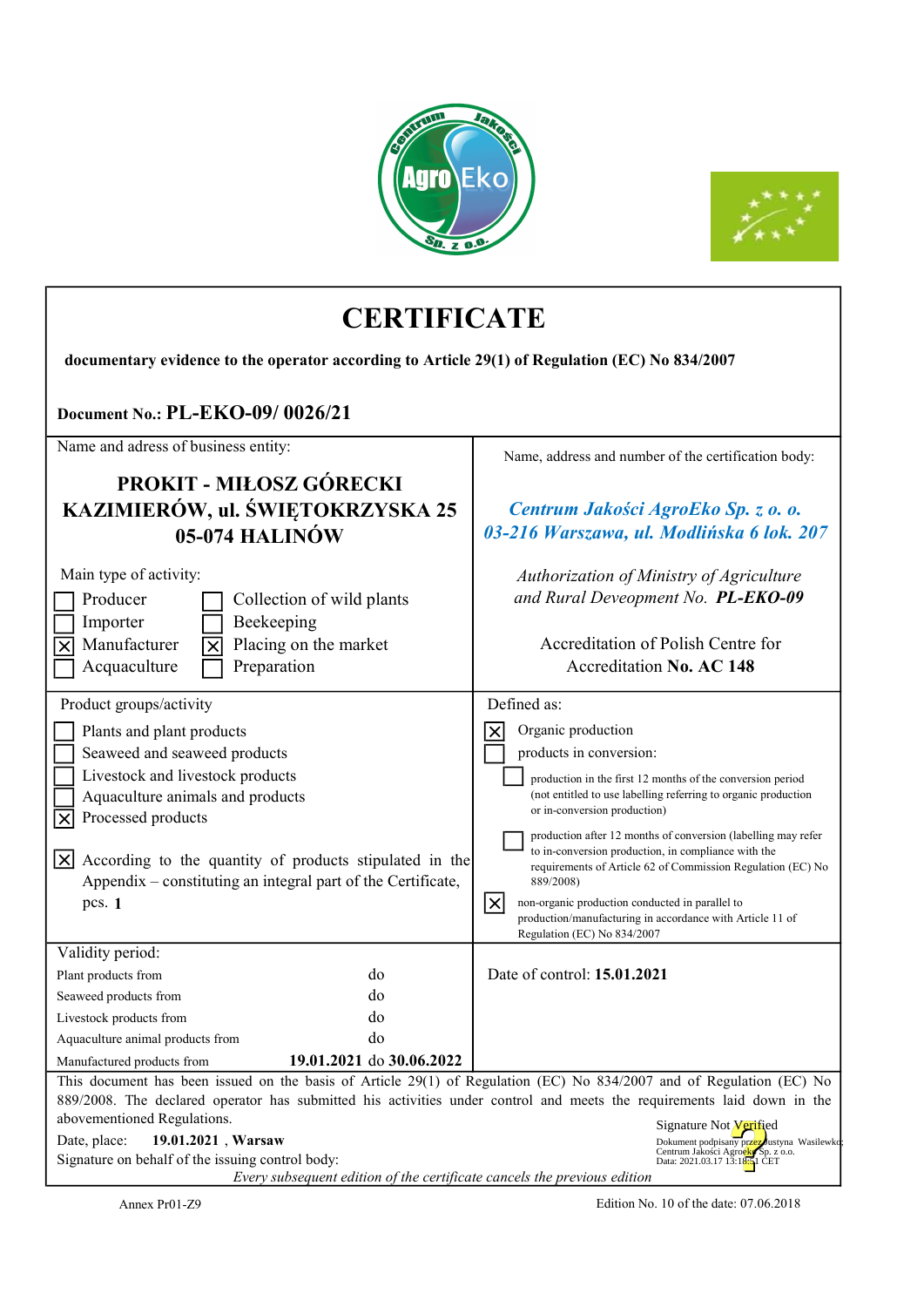# CERTIFICATE

**documentary evidence to the operator according to Article 29(1) of Regulation (EC) No 834/2007**

**Document No.: PL-EKO-09/ 0026/21**

| Name and adress of business entity: | Name, address and number of the certification body: |
|---|---|
| **PROKIT - MIŁOSZ GÓRECKI**<br>**KAZIMIERÓW, ul. ŚWIĘTOKRZYSKA 25**<br>**05-074 HALINÓW** | ***Centrum Jakości AgroEko Sp. z o. o.***<br>***03-216 Warszawa, ul. Modlińska 6 lok. 207*** |
| Main type of activity:<br>☐ Producer ☐ Collection of wild plants<br>☐ Importer ☐ Beekeeping<br>☒ Manufacturer ☒ Placing on the market<br>☐ Acquaculture ☐ Preparation | *Authorization of Ministry of Agriculture and Rural Deveopment No.* ***PL-EKO-09***<br><br>Accreditation of Polish Centre for Accreditation **No. AC 148** |
| Product groups/activity<br>☐ Plants and plant products<br>☐ Seaweed and seaweed products<br>☐ Livestock and livestock products<br>☐ Aquaculture animals and products<br>☒ Processed products<br><br>☒ According to the quantity of products stipulated in the Appendix – constituting an integral part of the Certificate, pcs. **1** | Defined as:<br>☒ Organic production<br>☐ products in conversion:<br>☐ production in the first 12 months of the conversion period (not entitled to use labelling referring to organic production or in-conversion production)<br>☐ production after 12 months of conversion (labelling may refer to in-conversion production, in compliance with the requirements of Article 62 of Commission Regulation (EC) No 889/2008)<br>☒ non-organic production conducted in parallel to production/manufacturing in accordance with Article 11 of Regulation (EC) No 834/2007 |
| Validity period:<br>Plant products from do<br>Seaweed products from do<br>Livestock products from do<br>Aquaculture animal products from do<br>Manufactured products from **19.01.2021** do **30.06.2022** | Date of control: **15.01.2021** |

This document has been issued on the basis of Article 29(1) of Regulation (EC) No 834/2007 and of Regulation (EC) No 889/2008. The declared operator has submitted his activities under control and meets the requirements laid down in the abovementioned Regulations.

Date, place: **19.01.2021 , Warsaw**

Signature on behalf of the issuing control body:

Signature Not Verified
Dokument podpisany przez Justyna Wasilewska
Centrum Jakości Agroeko Sp. z o.o.
Data: 2021.03.17 13:18:51 CET

*Every subsequent edition of the certificate cancels the previous edition*

Annex Pr01-Z9 Edition No. 10 of the date: 07.06.2018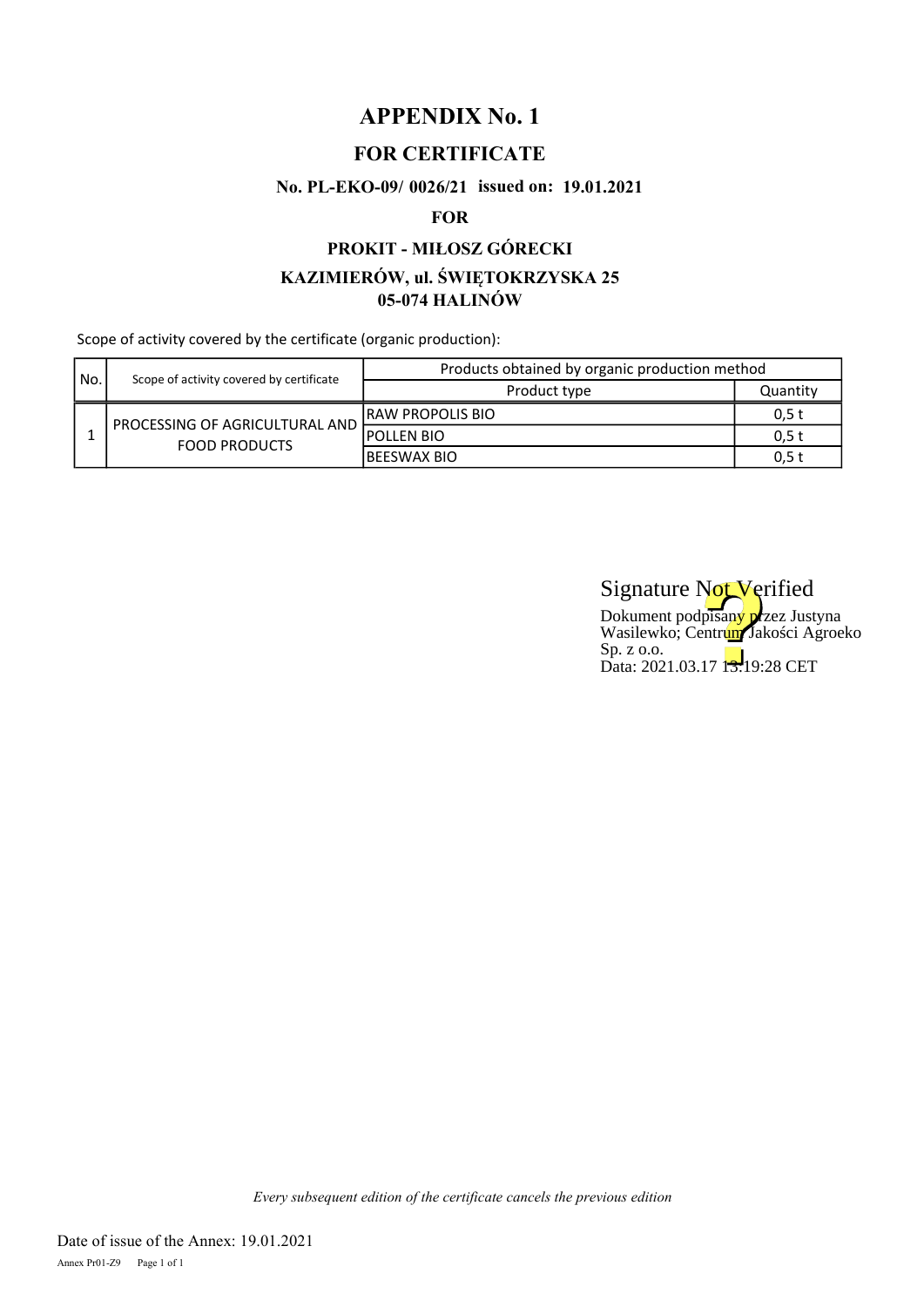# APPENDIX No. 1

## FOR CERTIFICATE

**No. PL-EKO-09/ 0026/21 issued on: 19.01.2021**

**FOR**

**PROKIT - MIŁOSZ GÓRECKI**

**KAZIMIERÓW, ul. ŚWIĘTOKRZYSKA 25**
**05-074 HALINÓW**

Scope of activity covered by the certificate (organic production):

| No. | Scope of activity covered by certificate | Products obtained by organic production method | |
|---|---|---|---|
| | | Product type | Quantity |
| 1 | PROCESSING OF AGRICULTURAL AND FOOD PRODUCTS | RAW PROPOLIS BIO | 0,5 t |
| | | POLLEN BIO | 0,5 t |
| | | BEESWAX BIO | 0,5 t |

Signature Not Verified
Dokument podpisany przez Justyna Wasilewko; Centrum Jakości Agroeko Sp. z o.o.
Data: 2021.03.17 13:19:28 CET

*Every subsequent edition of the certificate cancels the previous edition*

Date of issue of the Annex: 19.01.2021

Annex Pr01-Z9